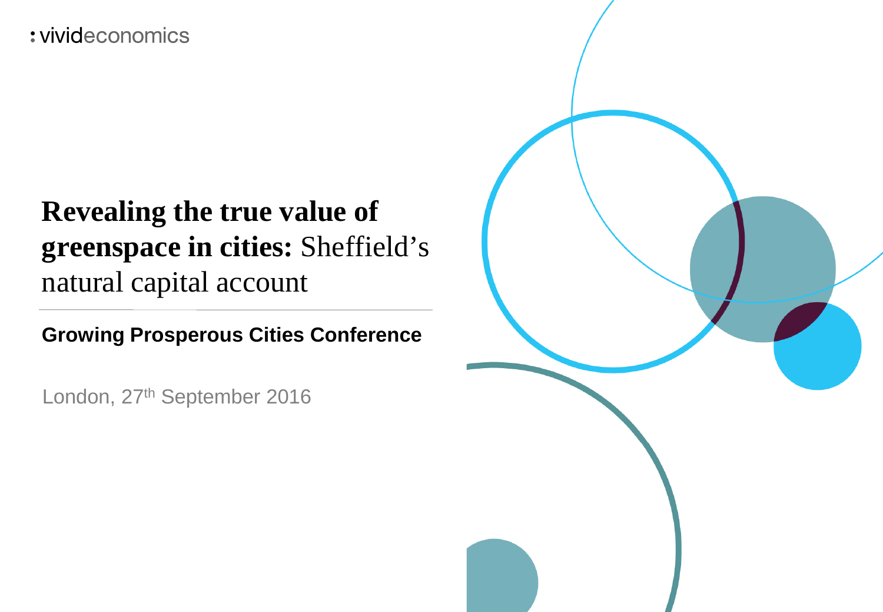: vivideconomics

# **Revealing the true value of greenspace in cities:** Sheffield's natural capital account

## Growing Prosperous Cities Conference

London, 27th September 2016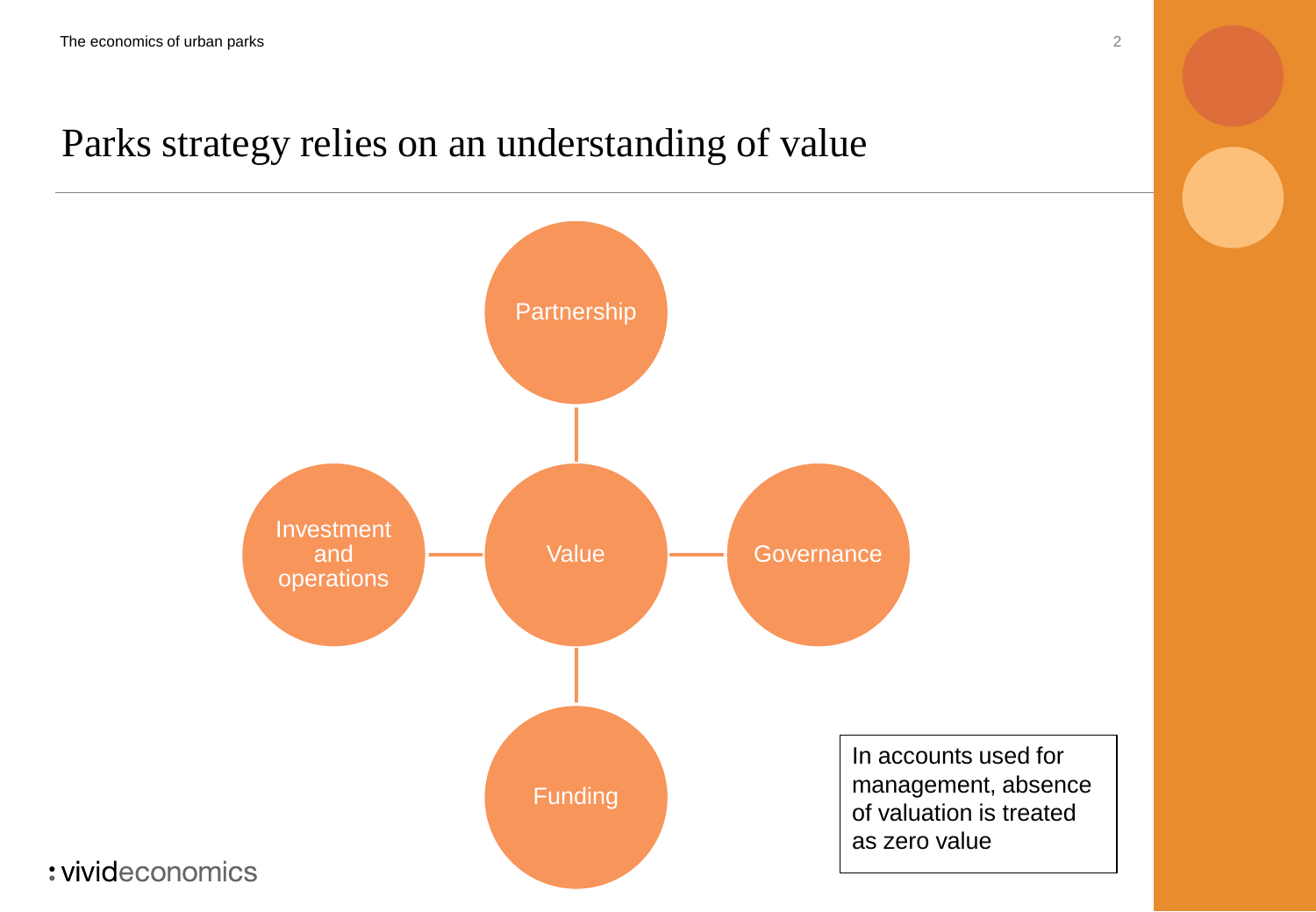# Parks strategy relies on an understanding of value

Partnership

Investment and operations

Value

Governance

Funding

In accounts used for management, absence of valuation is treated as zero value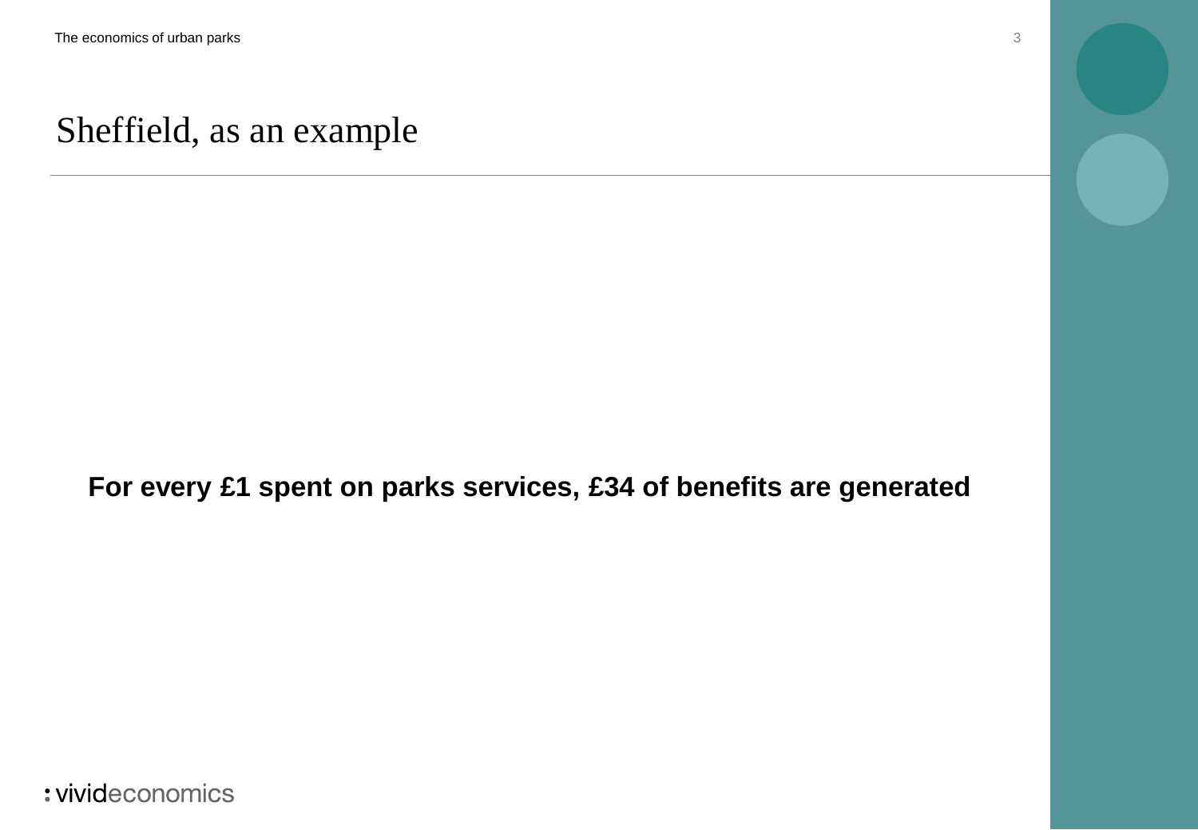# Sheffield, as an example

**For every £1 spent on parks services, £34 of benefits are generated**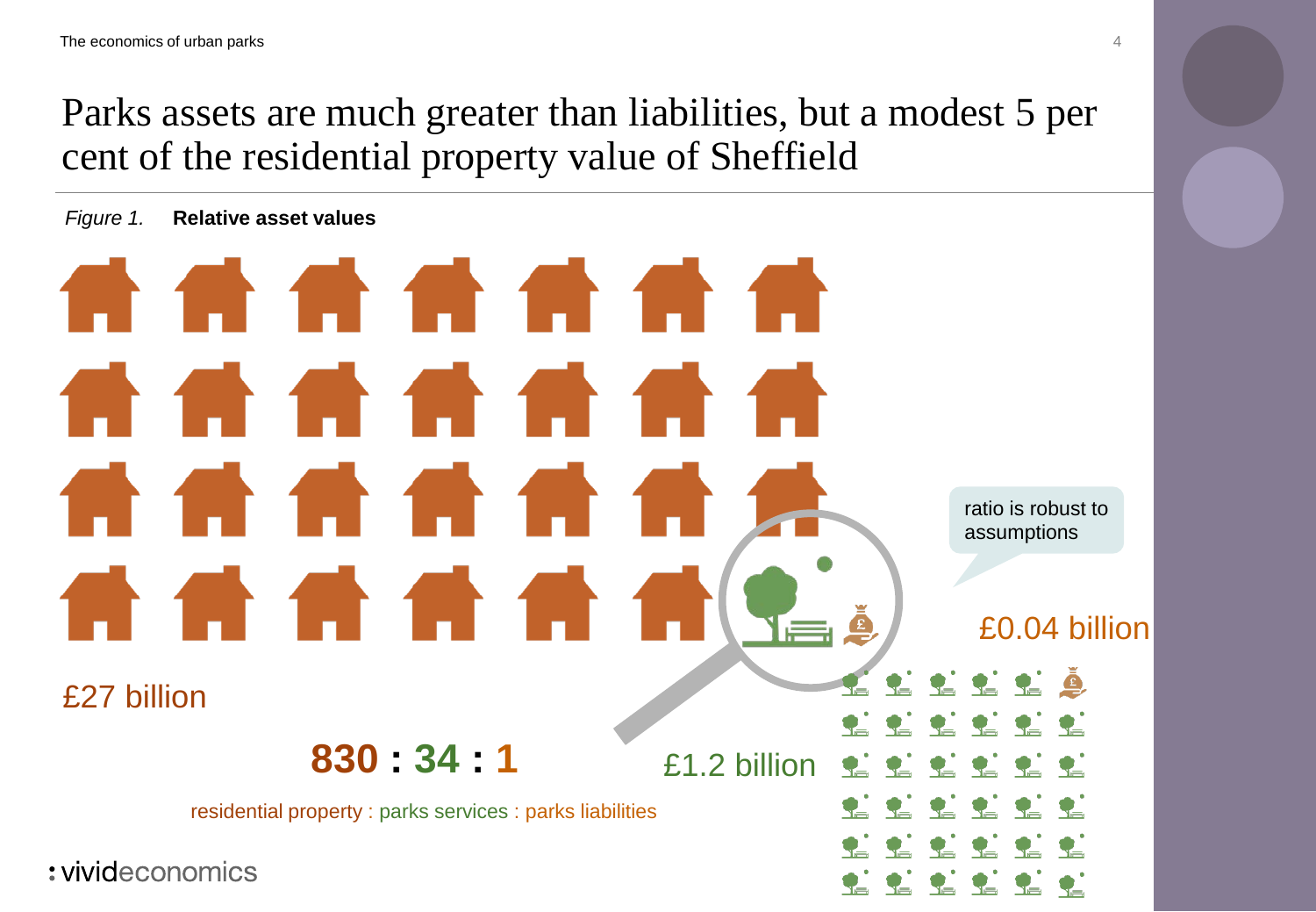# Parks assets are much greater than liabilities, but a modest 5 per cent of the residential property value of Sheffield

*Figure 1.* **Relative asset values**

ratio is robust to assumptions

£0.04 billion

£27 billion

**830 : 34 : 1**

£1.2 billion

residential property : parks services : parks liabilities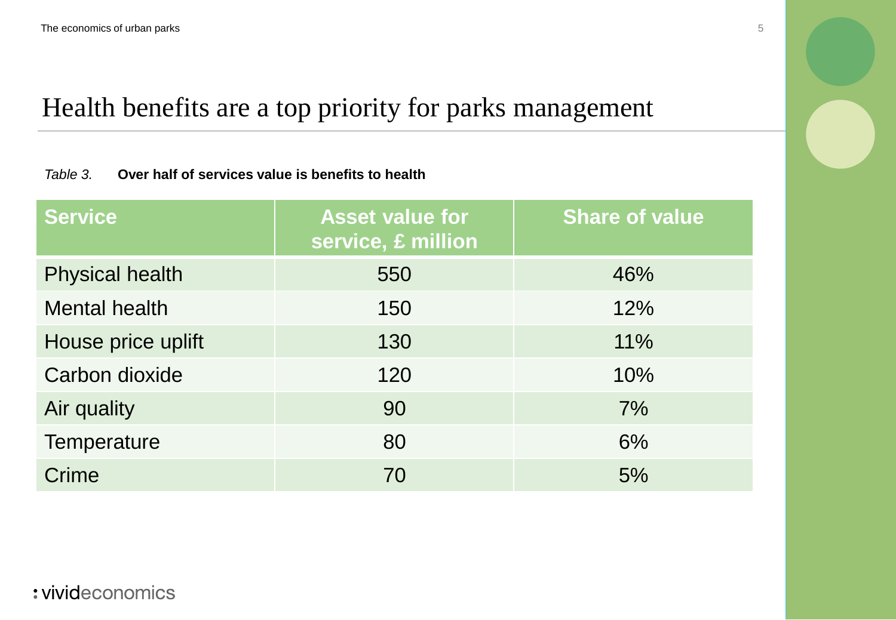# Health benefits are a top priority for parks management

*Table 3.* **Over half of services value is benefits to health**

| Service | Asset value for service, £ million | Share of value |
| --- | --- | --- |
| Physical health | 550 | 46% |
| Mental health | 150 | 12% |
| House price uplift | 130 | 11% |
| Carbon dioxide | 120 | 10% |
| Air quality | 90 | 7% |
| Temperature | 80 | 6% |
| Crime | 70 | 5% |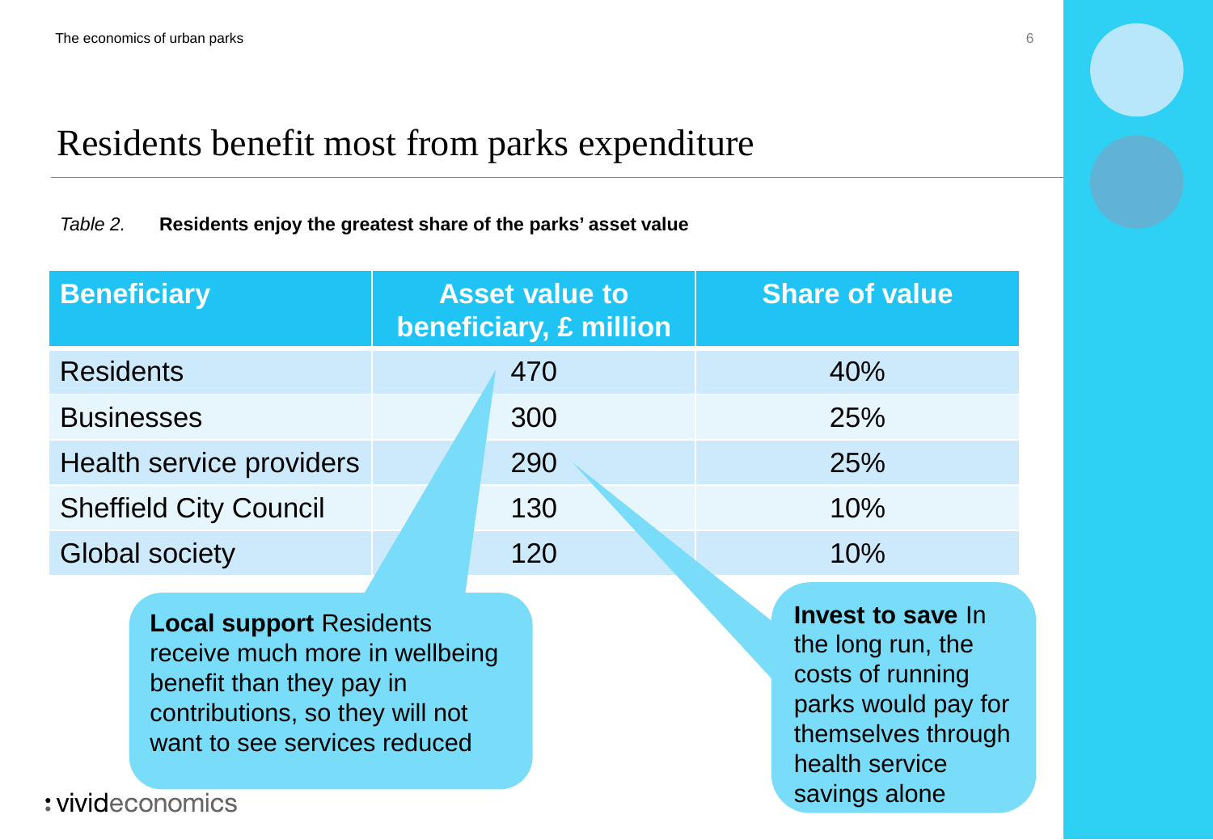# Residents benefit most from parks expenditure

*Table 2.* **Residents enjoy the greatest share of the parks' asset value**

| Beneficiary | Asset value to beneficiary, £ million | Share of value |
|---|---|---|
| Residents | 470 | 40% |
| Businesses | 300 | 25% |
| Health service providers | 290 | 25% |
| Sheffield City Council | 130 | 10% |
| Global society | 120 | 10% |

**Local support** Residents receive much more in wellbeing benefit than they pay in contributions, so they will not want to see services reduced

**Invest to save** In the long run, the costs of running parks would pay for themselves through health service savings alone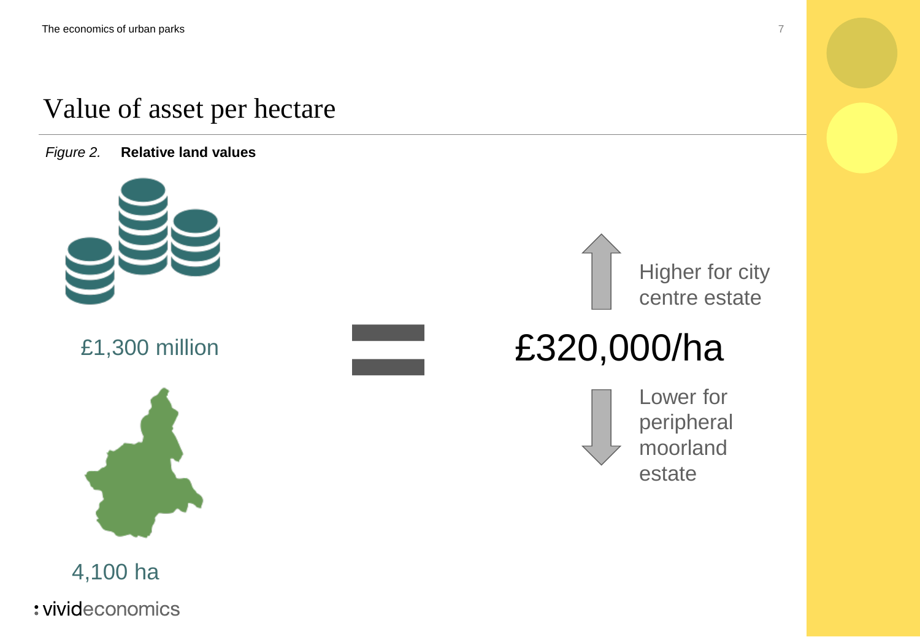# Value of asset per hectare

*Figure 2.* **Relative land values**

£1,300 million

4,100 ha

=

£320,000/ha

Higher for city centre estate

Lower for peripheral moorland estate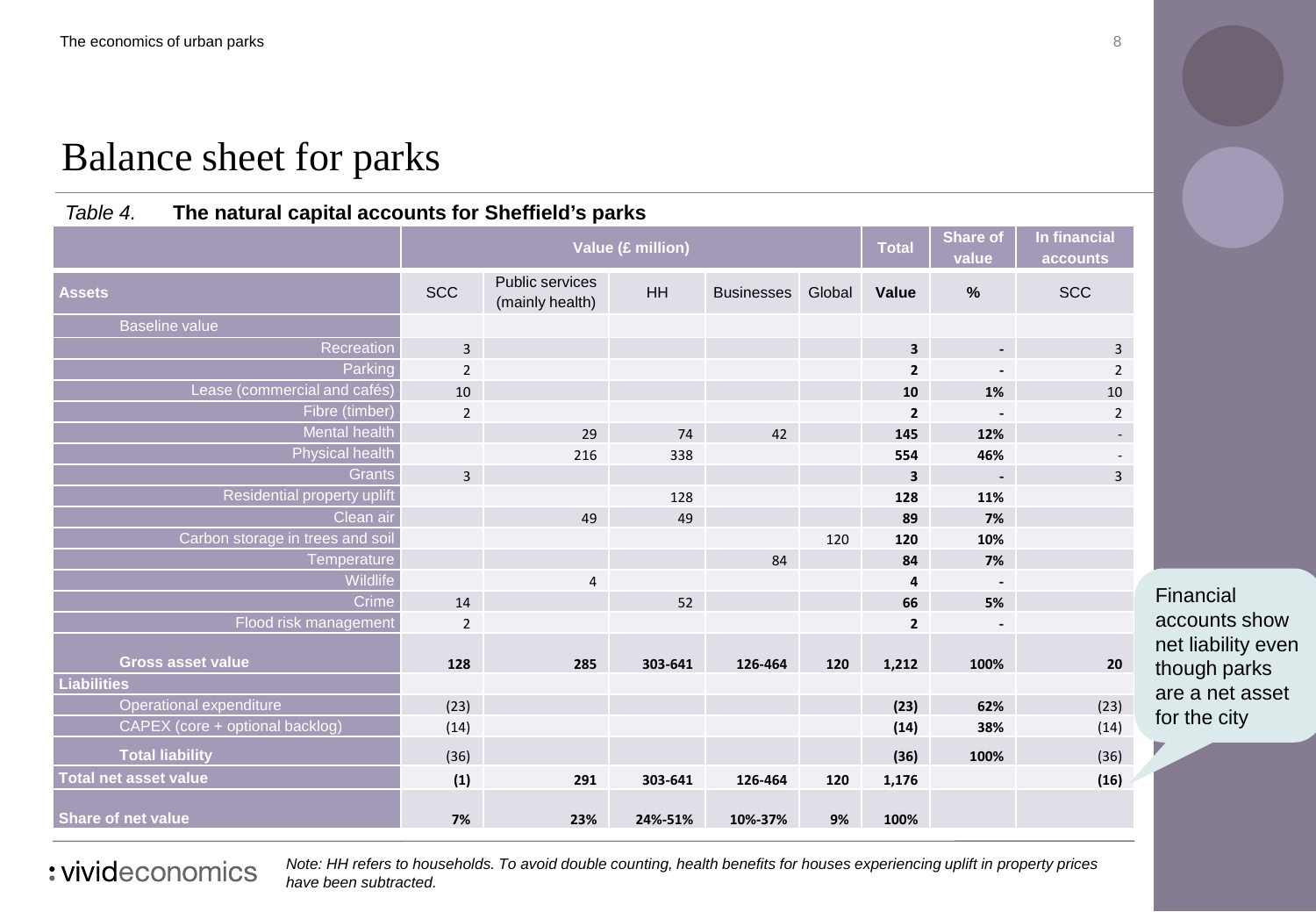# Balance sheet for parks

*Table 4.* **The natural capital accounts for Sheffield's parks**

| | Value (£ million) | | | | | Total | Share of value | In financial accounts |
|---|---|---|---|---|---|---|---|---|
| **Assets** | SCC | Public services (mainly health) | HH | Businesses | Global | **Value** | **%** | SCC |
| Baseline value | | | | | | | | |
| Recreation | 3 | | | | | **3** | **-** | 3 |
| Parking | 2 | | | | | **2** | **-** | 2 |
| Lease (commercial and cafés) | 10 | | | | | **10** | **1%** | 10 |
| Fibre (timber) | 2 | | | | | **2** | **-** | 2 |
| Mental health | | 29 | 74 | 42 | | **145** | **12%** | - |
| Physical health | | 216 | 338 | | | **554** | **46%** | - |
| Grants | 3 | | | | | **3** | **-** | 3 |
| Residential property uplift | | | 128 | | | **128** | **11%** | |
| Clean air | | 49 | 49 | | | **89** | **7%** | |
| Carbon storage in trees and soil | | | | | 120 | **120** | **10%** | |
| Temperature | | | | 84 | | **84** | **7%** | |
| Wildlife | | 4 | | | | **4** | **-** | |
| Crime | 14 | | 52 | | | **66** | **5%** | |
| Flood risk management | 2 | | | | | **2** | **-** | |
| **Gross asset value** | **128** | **285** | **303-641** | **126-464** | **120** | **1,212** | **100%** | **20** |
| **Liabilities** | | | | | | | | |
| Operational expenditure | (23) | | | | | **(23)** | **62%** | (23) |
| CAPEX (core + optional backlog) | (14) | | | | | **(14)** | **38%** | (14) |
| **Total liability** | (36) | | | | | **(36)** | **100%** | (36) |
| **Total net asset value** | **(1)** | **291** | **303-641** | **126-464** | **120** | **1,176** | | **(16)** |
| **Share of net value** | **7%** | **23%** | **24%-51%** | **10%-37%** | **9%** | **100%** | | |

Financial accounts show net liability even though parks are a net asset for the city

*Note: HH refers to households. To avoid double counting, health benefits for houses experiencing uplift in property prices have been subtracted.*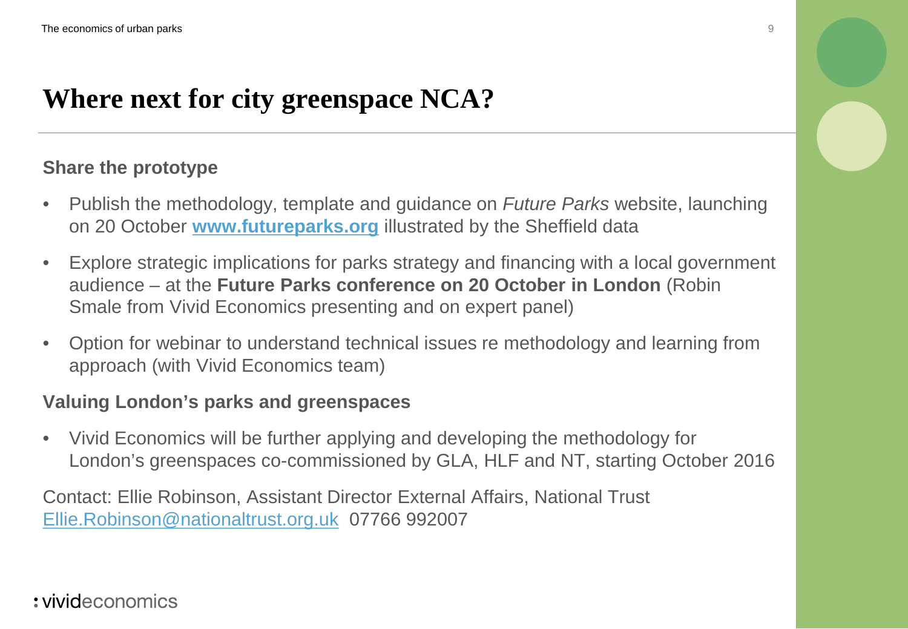# Where next for city greenspace NCA?

## Share the prototype

- Publish the methodology, template and guidance on *Future Parks* website, launching on 20 October **www.futureparks.org** illustrated by the Sheffield data
- Explore strategic implications for parks strategy and financing with a local government audience – at the **Future Parks conference on 20 October in London** (Robin Smale from Vivid Economics presenting and on expert panel)
- Option for webinar to understand technical issues re methodology and learning from approach (with Vivid Economics team)

## Valuing London's parks and greenspaces

- Vivid Economics will be further applying and developing the methodology for London's greenspaces co-commissioned by GLA, HLF and NT, starting October 2016

Contact: Ellie Robinson, Assistant Director External Affairs, National Trust
Ellie.Robinson@nationaltrust.org.uk 07766 992007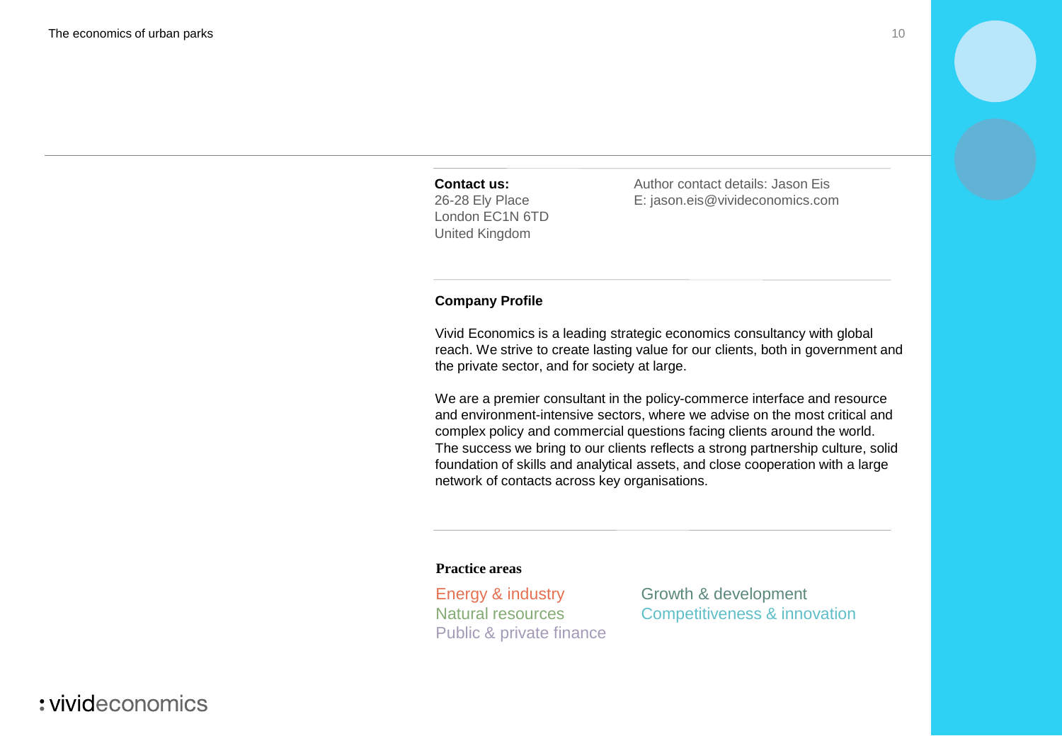**Contact us:**
26-28 Ely Place
London EC1N 6TD
United Kingdom

Author contact details: Jason Eis
E: jason.eis@vivideconomics.com

**Company Profile**

Vivid Economics is a leading strategic economics consultancy with global reach. We strive to create lasting value for our clients, both in government and the private sector, and for society at large.

We are a premier consultant in the policy-commerce interface and resource and environment-intensive sectors, where we advise on the most critical and complex policy and commercial questions facing clients around the world. The success we bring to our clients reflects a strong partnership culture, solid foundation of skills and analytical assets, and close cooperation with a large network of contacts across key organisations.

**Practice areas**

Energy & industry
Natural resources
Public & private finance
Growth & development
Competitiveness & innovation

: vivideconomics